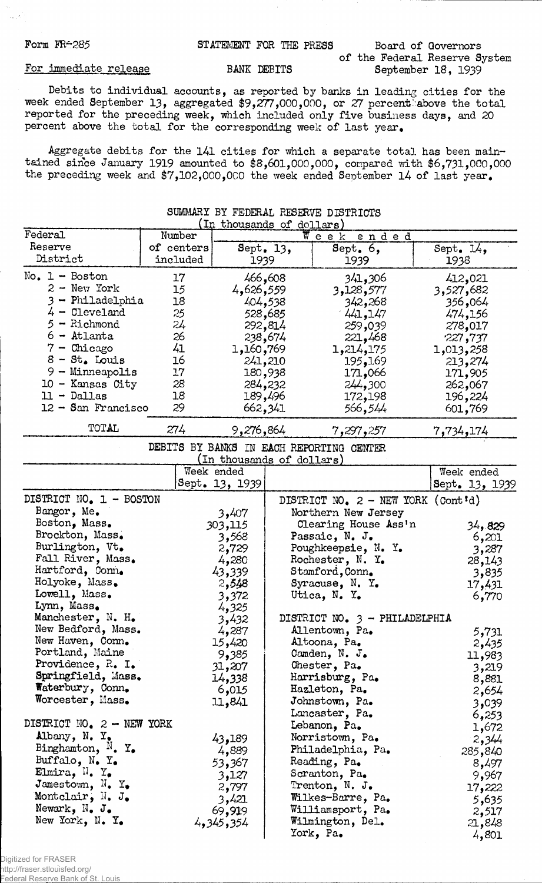Form FR-285

STATEMENT FOR THE PRESS

Board of Governors of the Federal Reserve System
September 18, 1939

For immediate release

BANK DEBITS

Debits to individual accounts, as reported by banks in leading cities for the week ended September 13, aggregated $9,277,000,000, or 27 percent above the total reported for the preceding week, which included only five business days, and 20 percent above the total for the corresponding week of last year.

Aggregate debits for the 141 cities for which a separate total has been maintained since January 1919 amounted to $8,601,000,000, compared with $6,731,000,000 the preceding week and $7,102,000,000 the week ended September 14 of last year.

## SUMMARY BY FEDERAL RESERVE DISTRICTS

(In thousands of dollars)

| Federal Reserve District | Number of centers included | Week ended Sept. 13, 1939 | Sept. 6, 1939 | Sept. 14, 1938 |
|---|---|---|---|---|
| No. 1 - Boston | 17 | 466,608 | 341,306 | 412,021 |
| 2 - New York | 15 | 4,626,559 | 3,128,577 | 3,527,682 |
| 3 - Philadelphia | 18 | 404,538 | 342,268 | 356,064 |
| 4 - Cleveland | 25 | 528,685 | 441,147 | 474,156 |
| 5 - Richmond | 24 | 292,814 | 259,039 | 278,017 |
| 6 - Atlanta | 26 | 238,674 | 221,468 | 227,737 |
| 7 - Chicago | 41 | 1,160,769 | 1,214,175 | 1,013,258 |
| 8 - St. Louis | 16 | 241,210 | 195,169 | 213,274 |
| 9 - Minneapolis | 17 | 180,938 | 171,066 | 171,905 |
| 10 - Kansas City | 28 | 284,232 | 244,300 | 262,067 |
| 11 - Dallas | 18 | 189,496 | 172,198 | 196,224 |
| 12 - San Francisco | 29 | 662,341 | 566,544 | 601,769 |
| TOTAL | 274 | 9,276,864 | 7,297,257 | 7,734,174 |

## DEBITS BY BANKS IN EACH REPORTING CENTER

(In thousands of dollars)

| | Week ended Sept. 13, 1939 |
|---|---|
| **DISTRICT NO. 1 - BOSTON** | |
| Bangor, Me. | 3,407 |
| Boston, Mass. | 303,115 |
| Brockton, Mass. | 3,568 |
| Burlington, Vt. | 2,729 |
| Fall River, Mass. | 4,280 |
| Hartford, Conn. | 43,339 |
| Holyoke, Mass. | 2,548 |
| Lowell, Mass. | 3,372 |
| Lynn, Mass. | 4,325 |
| Manchester, N. H. | 3,432 |
| New Bedford, Mass. | 4,287 |
| New Haven, Conn. | 15,420 |
| Portland, Maine | 9,385 |
| Providence, R. I. | 31,207 |
| Springfield, Mass. | 14,338 |
| Waterbury, Conn. | 6,015 |
| Worcester, Mass. | 11,841 |
| **DISTRICT NO. 2 - NEW YORK** | |
| Albany, N. Y. | 43,189 |
| Binghamton, N. Y. | 4,889 |
| Buffalo, N. Y. | 53,367 |
| Elmira, N. Y. | 3,127 |
| Jamestown, N. Y. | 2,797 |
| Montclair, N. J. | 3,421 |
| Newark, N. J. | 69,919 |
| New York, N. Y. | 4,345,354 |
| **DISTRICT NO. 2 - NEW YORK (Cont'd)** | |
| Northern New Jersey Clearing House Ass'n | 34,829 |
| Passaic, N. J. | 6,201 |
| Poughkeepsie, N. Y. | 3,287 |
| Rochester, N. Y. | 28,143 |
| Stamford, Conn. | 3,835 |
| Syracuse, N. Y. | 17,431 |
| Utica, N. Y. | 6,770 |
| **DISTRICT NO. 3 - PHILADELPHIA** | |
| Allentown, Pa. | 5,731 |
| Altoona, Pa. | 2,435 |
| Camden, N. J. | 11,983 |
| Chester, Pa. | 3,219 |
| Harrisburg, Pa. | 8,881 |
| Hazleton, Pa. | 2,654 |
| Johnstown, Pa. | 3,039 |
| Lancaster, Pa. | 6,253 |
| Lebanon, Pa. | 1,672 |
| Norristown, Pa. | 2,344 |
| Philadelphia, Pa. | 285,840 |
| Reading, Pa. | 8,497 |
| Scranton, Pa. | 9,967 |
| Trenton, N. J. | 17,222 |
| Wilkes-Barre, Pa. | 5,635 |
| Williamsport, Pa. | 2,517 |
| Wilmington, Del. | 21,848 |
| York, Pa. | 4,801 |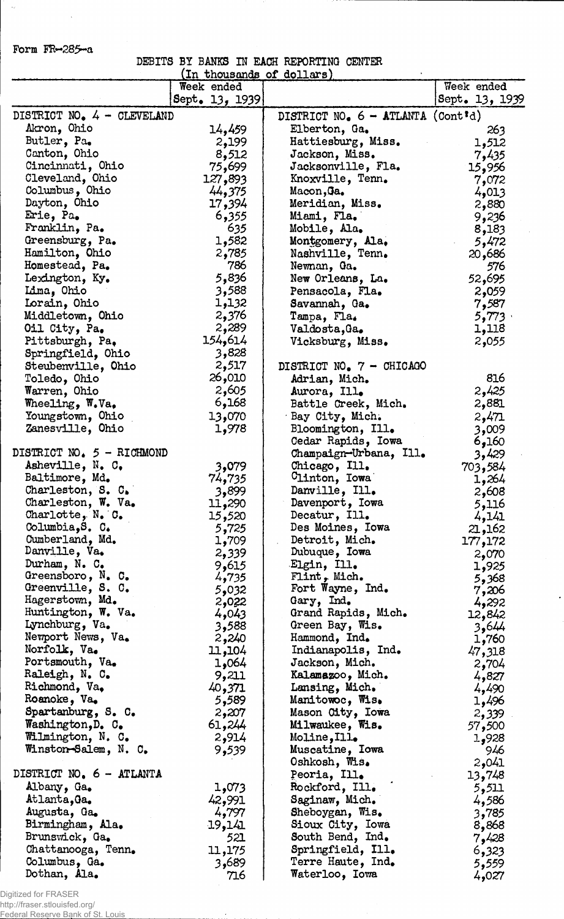Form FR-285-a

DEBITS BY BANKS IN EACH REPORTING CENTER

(In thousands of dollars)

| | Week ended Sept. 13, 1939 | | Week ended Sept. 13, 1939 |
|---|---|---|---|
| DISTRICT NO. 4 - CLEVELAND | | DISTRICT NO. 6 - ATLANTA (Cont'd) | |
| Akron, Ohio | 14,459 | Elberton, Ga. | 263 |
| Butler, Pa. | 2,199 | Hattiesburg, Miss. | 1,512 |
| Canton, Ohio | 8,512 | Jackson, Miss. | 7,435 |
| Cincinnati, Ohio | 75,699 | Jacksonville, Fla. | 15,956 |
| Cleveland, Ohio | 127,893 | Knoxville, Tenn. | 7,072 |
| Columbus, Ohio | 44,375 | Macon, Ga. | 4,013 |
| Dayton, Ohio | 17,394 | Meridian, Miss. | 2,880 |
| Erie, Pa. | 6,355 | Miami, Fla. | 9,236 |
| Franklin, Pa. | 635 | Mobile, Ala. | 8,183 |
| Greensburg, Pa. | 1,582 | Montgomery, Ala. | 5,472 |
| Hamilton, Ohio | 2,785 | Nashville, Tenn. | 20,686 |
| Homestead, Pa. | 786 | Newnan, Ga. | 576 |
| Lexington, Ky. | 5,836 | New Orleans, La. | 52,695 |
| Lima, Ohio | 3,588 | Pensacola, Fla. | 2,059 |
| Lorain, Ohio | 1,132 | Savannah, Ga. | 7,587 |
| Middletown, Ohio | 2,376 | Tampa, Fla. | 5,773 |
| Oil City, Pa. | 2,289 | Valdosta, Ga. | 1,118 |
| Pittsburgh, Pa. | 154,614 | Vicksburg, Miss. | 2,055 |
| Springfield, Ohio | 3,828 | | |
| Steubenville, Ohio | 2,517 | DISTRICT NO. 7 - CHICAGO | |
| Toledo, Ohio | 26,010 | Adrian, Mich. | 816 |
| Warren, Ohio | 2,605 | Aurora, Ill. | 2,425 |
| Wheeling, W.Va. | 6,168 | Battle Creek, Mich. | 2,881 |
| Youngstown, Ohio | 13,070 | Bay City, Mich. | 2,471 |
| Zanesville, Ohio | 1,978 | Bloomington, Ill. | 3,009 |
| | | Cedar Rapids, Iowa | 6,160 |
| DISTRICT NO. 5 - RICHMOND | | Champaign-Urbana, Ill. | 3,429 |
| Asheville, N. C. | 3,079 | Chicago, Ill. | 703,584 |
| Baltimore, Md. | 74,735 | Clinton, Iowa | 1,264 |
| Charleston, S. C. | 3,899 | Danville, Ill. | 2,608 |
| Charleston, W. Va. | 11,290 | Davenport, Iowa | 5,116 |
| Charlotte, N. C. | 15,520 | Decatur, Ill. | 4,141 |
| Columbia, S. C. | 5,725 | Des Moines, Iowa | 21,162 |
| Cumberland, Md. | 1,709 | Detroit, Mich. | 177,172 |
| Danville, Va. | 2,339 | Dubuque, Iowa | 2,070 |
| Durham, N. C. | 9,615 | Elgin, Ill. | 1,925 |
| Greensboro, N. C. | 4,735 | Flint, Mich. | 5,368 |
| Greenville, S. C. | 5,032 | Fort Wayne, Ind. | 7,206 |
| Hagerstown, Md. | 2,022 | Gary, Ind. | 4,292 |
| Huntington, W. Va. | 4,043 | Grand Rapids, Mich. | 12,842 |
| Lynchburg, Va. | 3,588 | Green Bay, Wis. | 3,644 |
| Newport News, Va. | 2,240 | Hammond, Ind. | 1,760 |
| Norfolk, Va. | 11,104 | Indianapolis, Ind. | 47,318 |
| Portsmouth, Va. | 1,064 | Jackson, Mich. | 2,704 |
| Raleigh, N. C. | 9,211 | Kalamazoo, Mich. | 4,827 |
| Richmond, Va. | 40,371 | Lansing, Mich. | 4,490 |
| Roanoke, Va. | 5,589 | Manitowoc, Wis. | 1,496 |
| Spartanburg, S. C. | 2,207 | Mason City, Iowa | 2,339 |
| Washington, D. C. | 61,244 | Milwaukee, Wis. | 57,500 |
| Wilmington, N. C. | 2,914 | Moline, Ill. | 1,928 |
| Winston-Salem, N. C. | 9,539 | Muscatine, Iowa | 946 |
| | | Oshkosh, Wis. | 2,041 |
| DISTRICT NO. 6 - ATLANTA | | Peoria, Ill. | 13,748 |
| Albany, Ga. | 1,073 | Rockford, Ill. | 5,511 |
| Atlanta, Ga. | 42,991 | Saginaw, Mich. | 4,586 |
| Augusta, Ga. | 4,797 | Sheboygan, Wis. | 3,785 |
| Birmingham, Ala. | 19,141 | Sioux City, Iowa | 8,868 |
| Brunswick, Ga. | 521 | South Bend, Ind. | 7,428 |
| Chattanooga, Tenn. | 11,175 | Springfield, Ill. | 6,323 |
| Columbus, Ga. | 3,689 | Terre Haute, Ind. | 5,559 |
| Dothan, Ala. | 716 | Waterloo, Iowa | 4,027 |

Digitized for FRASER
http://fraser.stlouisfed.org/
Federal Reserve Bank of St. Louis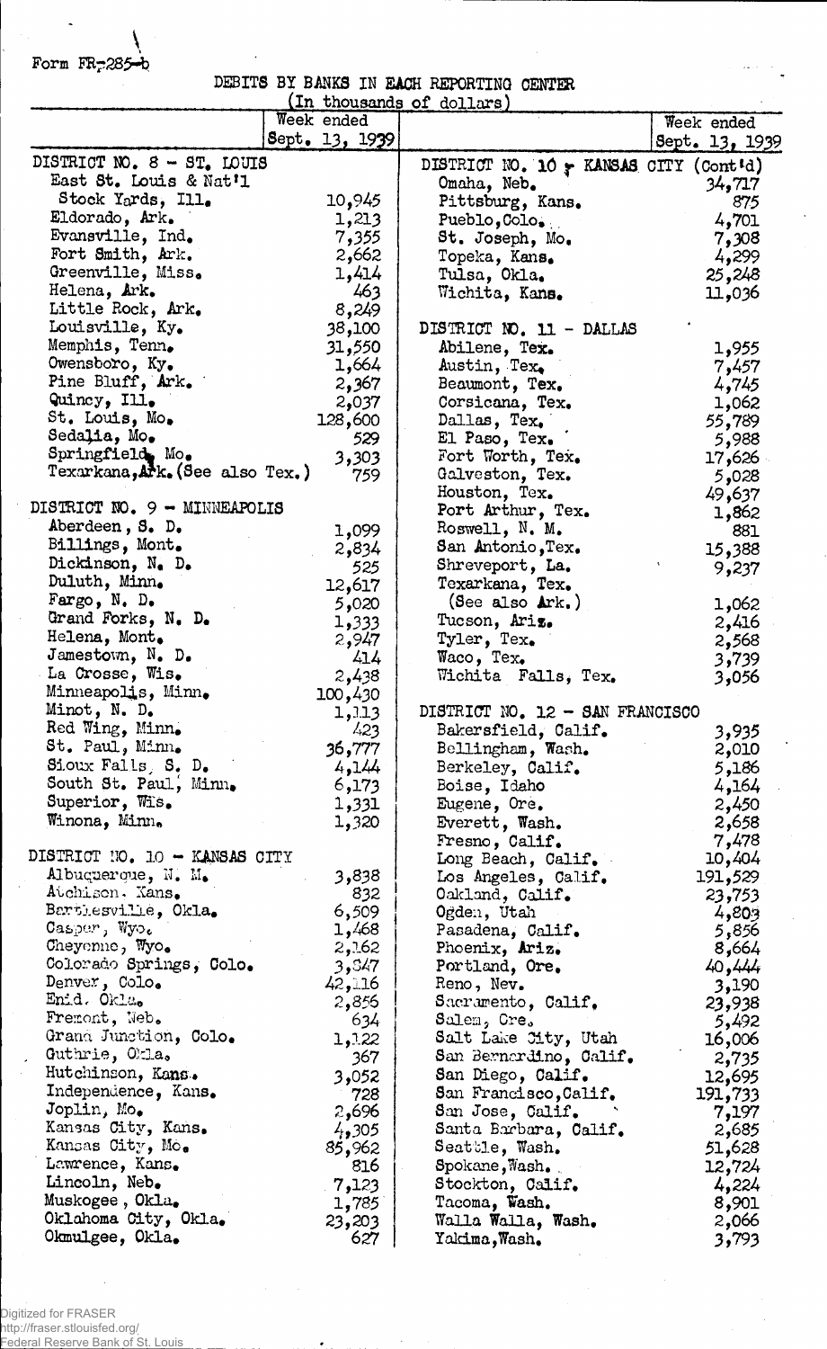Form FR-285-b

DEBITS BY BANKS IN EACH REPORTING CENTER

(In thousands of dollars)

| | Week ended Sept. 13, 1939 | | Week ended Sept. 13, 1939 |
|---|---|---|---|
| DISTRICT NO. 8 - ST. LOUIS | | DISTRICT NO. 10 - KANSAS CITY (Cont'd) | |
| East St. Louis & Nat'l Stock Yards, Ill. | 10,945 | Omaha, Neb. | 34,717 |
| Eldorado, Ark. | 1,213 | Pittsburg, Kans. | 875 |
| Evansville, Ind. | 7,355 | Pueblo, Colo. | 4,701 |
| Fort Smith, Ark. | 2,662 | St. Joseph, Mo. | 7,308 |
| Greenville, Miss. | 1,414 | Topeka, Kans. | 4,299 |
| Helena, Ark. | 463 | Tulsa, Okla. | 25,248 |
| Little Rock, Ark. | 8,249 | Wichita, Kans. | 11,036 |
| Louisville, Ky. | 38,100 | | |
| Memphis, Tenn. | 31,550 | DISTRICT NO. 11 - DALLAS | |
| Owensboro, Ky. | 1,664 | Abilene, Tex. | 1,955 |
| Pine Bluff, Ark. | 2,367 | Austin, Tex. | 7,457 |
| Quincy, Ill. | 2,037 | Beaumont, Tex. | 4,745 |
| St. Louis, Mo. | 128,600 | Corsicana, Tex. | 1,062 |
| Sedalia, Mo. | 529 | Dallas, Tex. | 55,789 |
| Springfield, Mo. | 3,303 | El Paso, Tex. | 5,988 |
| Texarkana, Ark. (See also Tex.) | 759 | Fort Worth, Tex. | 17,626 |
| | | Galveston, Tex. | 5,028 |
| DISTRICT NO. 9 - MINNEAPOLIS | | Houston, Tex. | 49,637 |
| Aberdeen, S. D. | 1,099 | Port Arthur, Tex. | 1,862 |
| Billings, Mont. | 2,834 | Roswell, N. M. | 881 |
| Dickinson, N. D. | 525 | San Antonio, Tex. | 15,388 |
| Duluth, Minn. | 12,617 | Shreveport, La. | 9,237 |
| Fargo, N. D. | 5,020 | Texarkana, Tex. (See also Ark.) | 1,062 |
| Grand Forks, N. D. | 1,333 | Tucson, Ariz. | 2,416 |
| Helena, Mont. | 2,947 | Tyler, Tex. | 2,568 |
| Jamestown, N. D. | 414 | Waco, Tex. | 3,739 |
| La Crosse, Wis. | 2,438 | Wichita Falls, Tex. | 3,056 |
| Minneapolis, Minn. | 100,430 | | |
| Minot, N. D. | 1,113 | DISTRICT NO. 12 - SAN FRANCISCO | |
| Red Wing, Minn. | 423 | Bakersfield, Calif. | 3,935 |
| St. Paul, Minn. | 36,777 | Bellingham, Wash. | 2,010 |
| Sioux Falls, S. D. | 4,144 | Berkeley, Calif. | 5,186 |
| South St. Paul, Minn. | 6,173 | Boise, Idaho | 4,164 |
| Superior, Wis. | 1,331 | Eugene, Ore. | 2,450 |
| Winona, Minn. | 1,320 | Everett, Wash. | 2,658 |
| | | Fresno, Calif. | 7,478 |
| DISTRICT NO. 10 - KANSAS CITY | | Long Beach, Calif. | 10,404 |
| Albuquerque, N. M. | 3,838 | Los Angeles, Calif. | 191,529 |
| Atchison, Kans. | 832 | Oakland, Calif. | 23,753 |
| Bartlesville, Okla. | 6,509 | Ogden, Utah | 4,809 |
| Casper, Wyo. | 1,468 | Pasadena, Calif. | 5,856 |
| Cheyenne, Wyo. | 2,162 | Phoenix, Ariz. | 8,664 |
| Colorado Springs, Colo. | 3,347 | Portland, Ore. | 40,444 |
| Denver, Colo. | 42,116 | Reno, Nev. | 3,190 |
| Enid, Okla. | 2,856 | Sacramento, Calif. | 23,938 |
| Fremont, Neb. | 634 | Salem, Ore. | 5,492 |
| Grand Junction, Colo. | 1,122 | Salt Lake City, Utah | 16,006 |
| Guthrie, Okla. | 367 | San Bernardino, Calif. | 2,735 |
| Hutchinson, Kans. | 3,052 | San Diego, Calif. | 12,695 |
| Independence, Kans. | 728 | San Francisco, Calif. | 191,733 |
| Joplin, Mo. | 2,696 | San Jose, Calif. | 7,197 |
| Kansas City, Kans. | 4,305 | Santa Barbara, Calif. | 2,685 |
| Kansas City, Mo. | 85,962 | Seattle, Wash. | 51,628 |
| Lawrence, Kans. | 816 | Spokane, Wash. | 12,724 |
| Lincoln, Neb. | 7,123 | Stockton, Calif. | 4,224 |
| Muskogee, Okla. | 1,785 | Tacoma, Wash. | 8,901 |
| Oklahoma City, Okla. | 23,203 | Walla Walla, Wash. | 2,066 |
| Okmulgee, Okla. | 627 | Yakima, Wash. | 3,793 |

Digitized for FRASER
http://fraser.stlouisfed.org/
Federal Reserve Bank of St. Louis